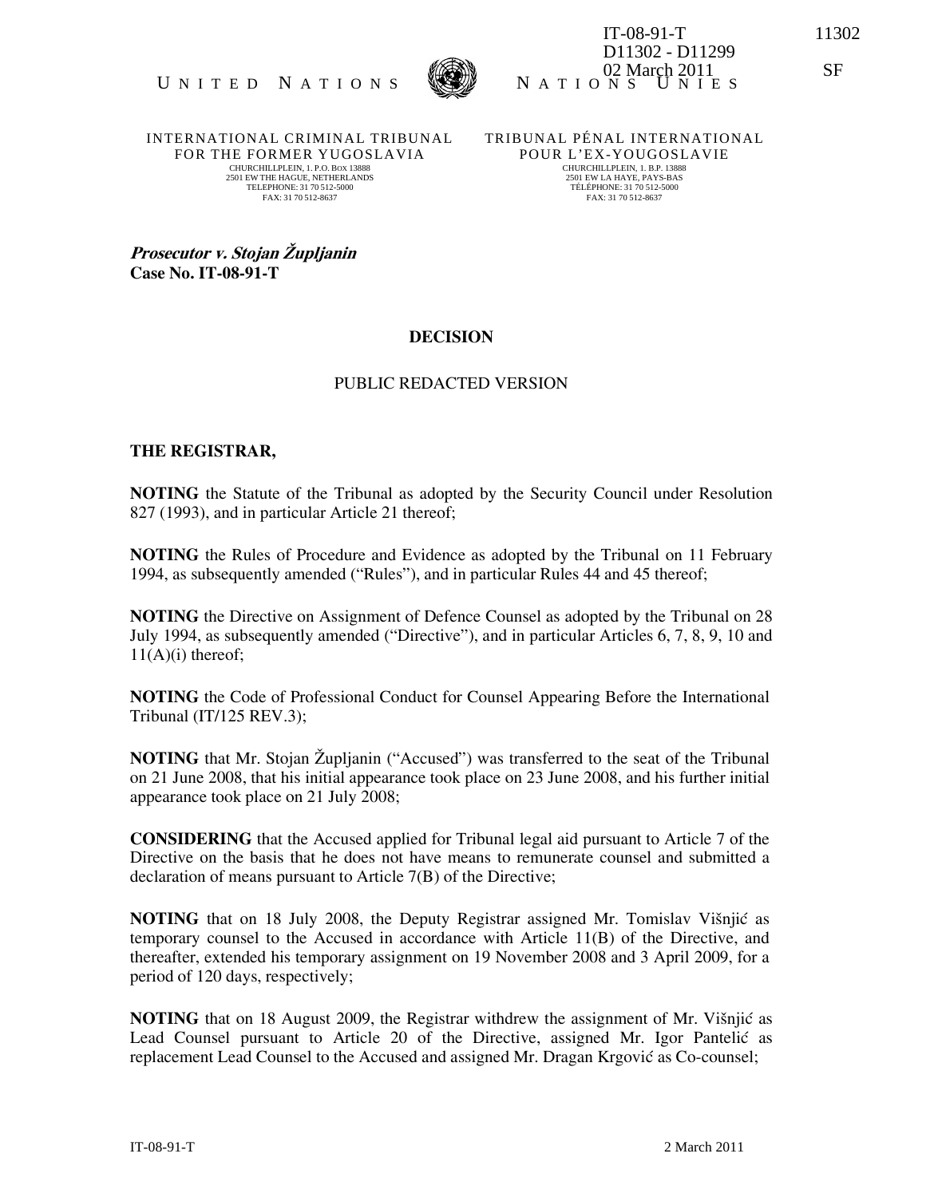IT-08-91-T 11302
D11302 - D11299
02 March 2011 SF

UNITED NATIONS NATIONS UNIES

INTERNATIONAL CRIMINAL TRIBUNAL FOR THE FORMER YUGOSLAVIA
CHURCHILLPLEIN, 1. P.O. BOX 13888
2501 EW THE HAGUE, NETHERLANDS
TELEPHONE: 31 70 512-5000
FAX: 31 70 512-8637

TRIBUNAL PÉNAL INTERNATIONAL POUR L'EX-YOUGOSLAVIE
CHURCHILLPLEIN, 1. B.P. 13888
2501 EW LA HAYE, PAYS-BAS
TÉLÉPHONE: 31 70 512-5000
FAX: 31 70 512-8637

***Prosecutor v. Stojan Župljanin***
**Case No. IT-08-91-T**

**DECISION**

PUBLIC REDACTED VERSION

**THE REGISTRAR,**

**NOTING** the Statute of the Tribunal as adopted by the Security Council under Resolution 827 (1993), and in particular Article 21 thereof;

**NOTING** the Rules of Procedure and Evidence as adopted by the Tribunal on 11 February 1994, as subsequently amended ("Rules"), and in particular Rules 44 and 45 thereof;

**NOTING** the Directive on Assignment of Defence Counsel as adopted by the Tribunal on 28 July 1994, as subsequently amended ("Directive"), and in particular Articles 6, 7, 8, 9, 10 and 11(A)(i) thereof;

**NOTING** the Code of Professional Conduct for Counsel Appearing Before the International Tribunal (IT/125 REV.3);

**NOTING** that Mr. Stojan Župljanin ("Accused") was transferred to the seat of the Tribunal on 21 June 2008, that his initial appearance took place on 23 June 2008, and his further initial appearance took place on 21 July 2008;

**CONSIDERING** that the Accused applied for Tribunal legal aid pursuant to Article 7 of the Directive on the basis that he does not have means to remunerate counsel and submitted a declaration of means pursuant to Article 7(B) of the Directive;

**NOTING** that on 18 July 2008, the Deputy Registrar assigned Mr. Tomislav Višnjić as temporary counsel to the Accused in accordance with Article 11(B) of the Directive, and thereafter, extended his temporary assignment on 19 November 2008 and 3 April 2009, for a period of 120 days, respectively;

**NOTING** that on 18 August 2009, the Registrar withdrew the assignment of Mr. Višnjić as Lead Counsel pursuant to Article 20 of the Directive, assigned Mr. Igor Pantelić as replacement Lead Counsel to the Accused and assigned Mr. Dragan Krgović as Co-counsel;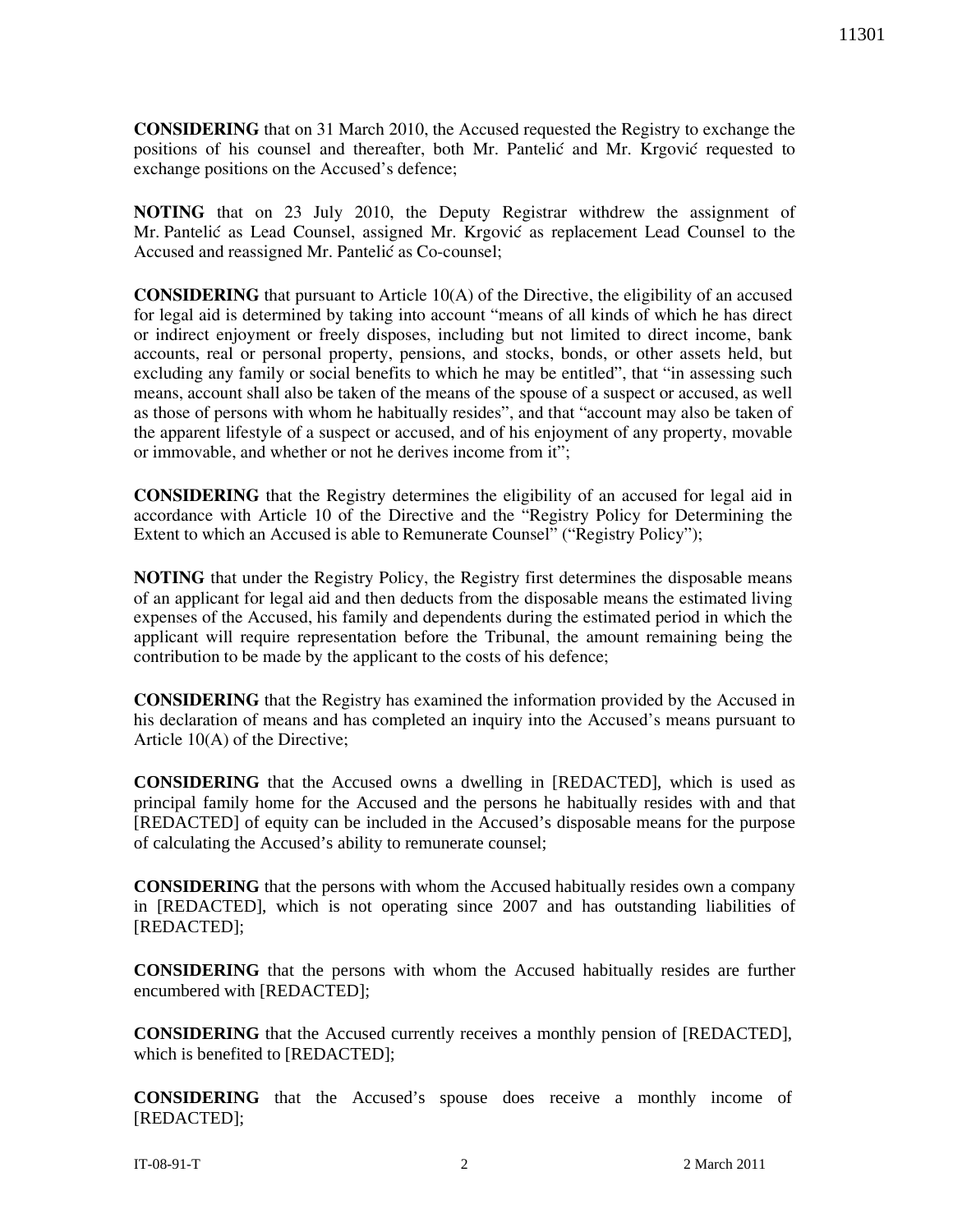**CONSIDERING** that on 31 March 2010, the Accused requested the Registry to exchange the positions of his counsel and thereafter, both Mr. Pantelić and Mr. Krgović requested to exchange positions on the Accused's defence;

**NOTING** that on 23 July 2010, the Deputy Registrar withdrew the assignment of Mr. Pantelić as Lead Counsel, assigned Mr. Krgović as replacement Lead Counsel to the Accused and reassigned Mr. Pantelić as Co-counsel;

**CONSIDERING** that pursuant to Article 10(A) of the Directive, the eligibility of an accused for legal aid is determined by taking into account "means of all kinds of which he has direct or indirect enjoyment or freely disposes, including but not limited to direct income, bank accounts, real or personal property, pensions, and stocks, bonds, or other assets held, but excluding any family or social benefits to which he may be entitled", that "in assessing such means, account shall also be taken of the means of the spouse of a suspect or accused, as well as those of persons with whom he habitually resides", and that "account may also be taken of the apparent lifestyle of a suspect or accused, and of his enjoyment of any property, movable or immovable, and whether or not he derives income from it";

**CONSIDERING** that the Registry determines the eligibility of an accused for legal aid in accordance with Article 10 of the Directive and the "Registry Policy for Determining the Extent to which an Accused is able to Remunerate Counsel" ("Registry Policy");

**NOTING** that under the Registry Policy, the Registry first determines the disposable means of an applicant for legal aid and then deducts from the disposable means the estimated living expenses of the Accused, his family and dependents during the estimated period in which the applicant will require representation before the Tribunal, the amount remaining being the contribution to be made by the applicant to the costs of his defence;

**CONSIDERING** that the Registry has examined the information provided by the Accused in his declaration of means and has completed an inquiry into the Accused's means pursuant to Article 10(A) of the Directive;

**CONSIDERING** that the Accused owns a dwelling in [REDACTED], which is used as principal family home for the Accused and the persons he habitually resides with and that [REDACTED] of equity can be included in the Accused's disposable means for the purpose of calculating the Accused's ability to remunerate counsel;

**CONSIDERING** that the persons with whom the Accused habitually resides own a company in [REDACTED], which is not operating since 2007 and has outstanding liabilities of [REDACTED];

**CONSIDERING** that the persons with whom the Accused habitually resides are further encumbered with [REDACTED];

**CONSIDERING** that the Accused currently receives a monthly pension of [REDACTED], which is benefited to [REDACTED];

**CONSIDERING** that the Accused's spouse does receive a monthly income of [REDACTED];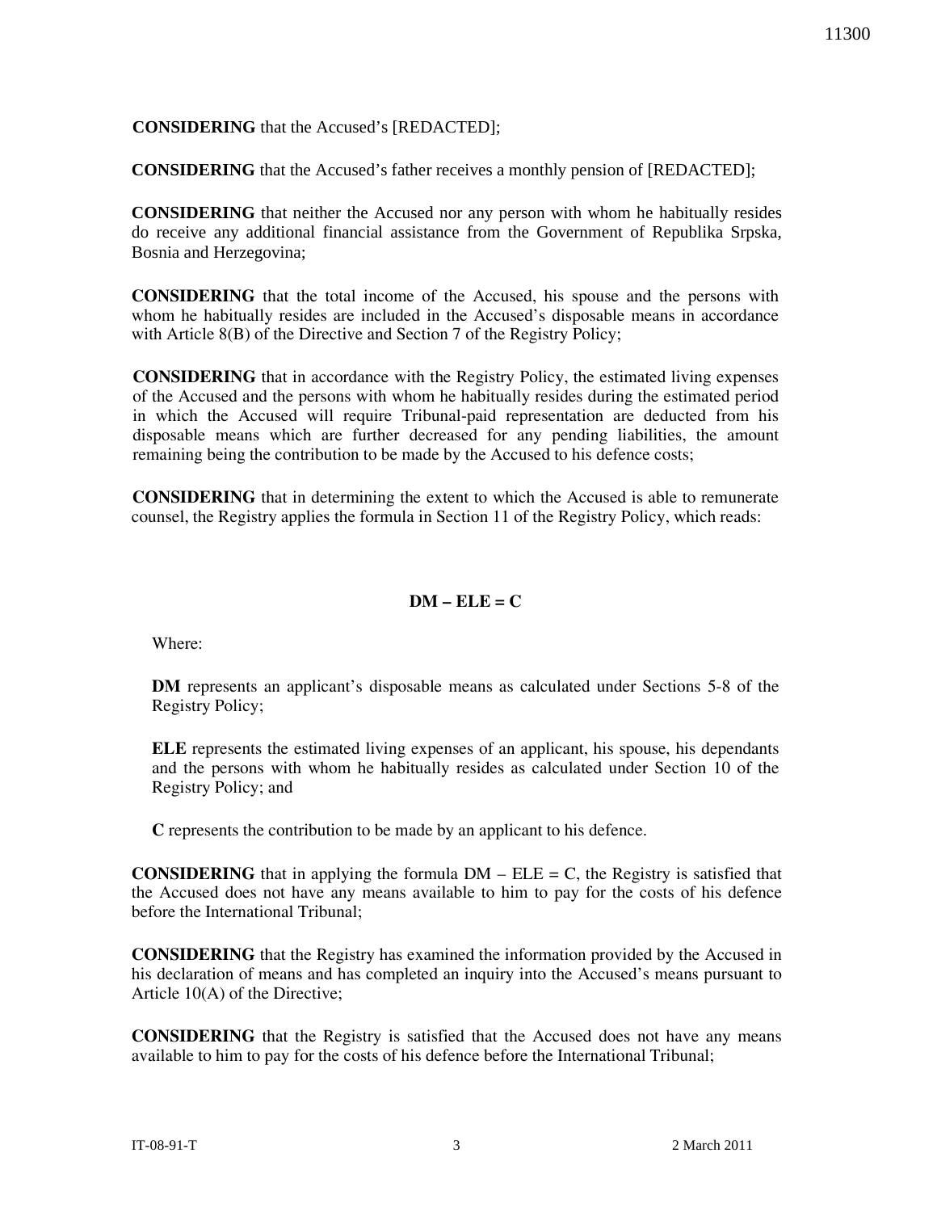**CONSIDERING** that the Accused's [REDACTED];

**CONSIDERING** that the Accused's father receives a monthly pension of [REDACTED];

**CONSIDERING** that neither the Accused nor any person with whom he habitually resides do receive any additional financial assistance from the Government of Republika Srpska, Bosnia and Herzegovina;

**CONSIDERING** that the total income of the Accused, his spouse and the persons with whom he habitually resides are included in the Accused's disposable means in accordance with Article 8(B) of the Directive and Section 7 of the Registry Policy;

**CONSIDERING** that in accordance with the Registry Policy, the estimated living expenses of the Accused and the persons with whom he habitually resides during the estimated period in which the Accused will require Tribunal-paid representation are deducted from his disposable means which are further decreased for any pending liabilities, the amount remaining being the contribution to be made by the Accused to his defence costs;

**CONSIDERING** that in determining the extent to which the Accused is able to remunerate counsel, the Registry applies the formula in Section 11 of the Registry Policy, which reads:

**DM – ELE = C**

Where:

**DM** represents an applicant's disposable means as calculated under Sections 5-8 of the Registry Policy;

**ELE** represents the estimated living expenses of an applicant, his spouse, his dependants and the persons with whom he habitually resides as calculated under Section 10 of the Registry Policy; and

**C** represents the contribution to be made by an applicant to his defence.

**CONSIDERING** that in applying the formula DM – ELE = C, the Registry is satisfied that the Accused does not have any means available to him to pay for the costs of his defence before the International Tribunal;

**CONSIDERING** that the Registry has examined the information provided by the Accused in his declaration of means and has completed an inquiry into the Accused's means pursuant to Article 10(A) of the Directive;

**CONSIDERING** that the Registry is satisfied that the Accused does not have any means available to him to pay for the costs of his defence before the International Tribunal;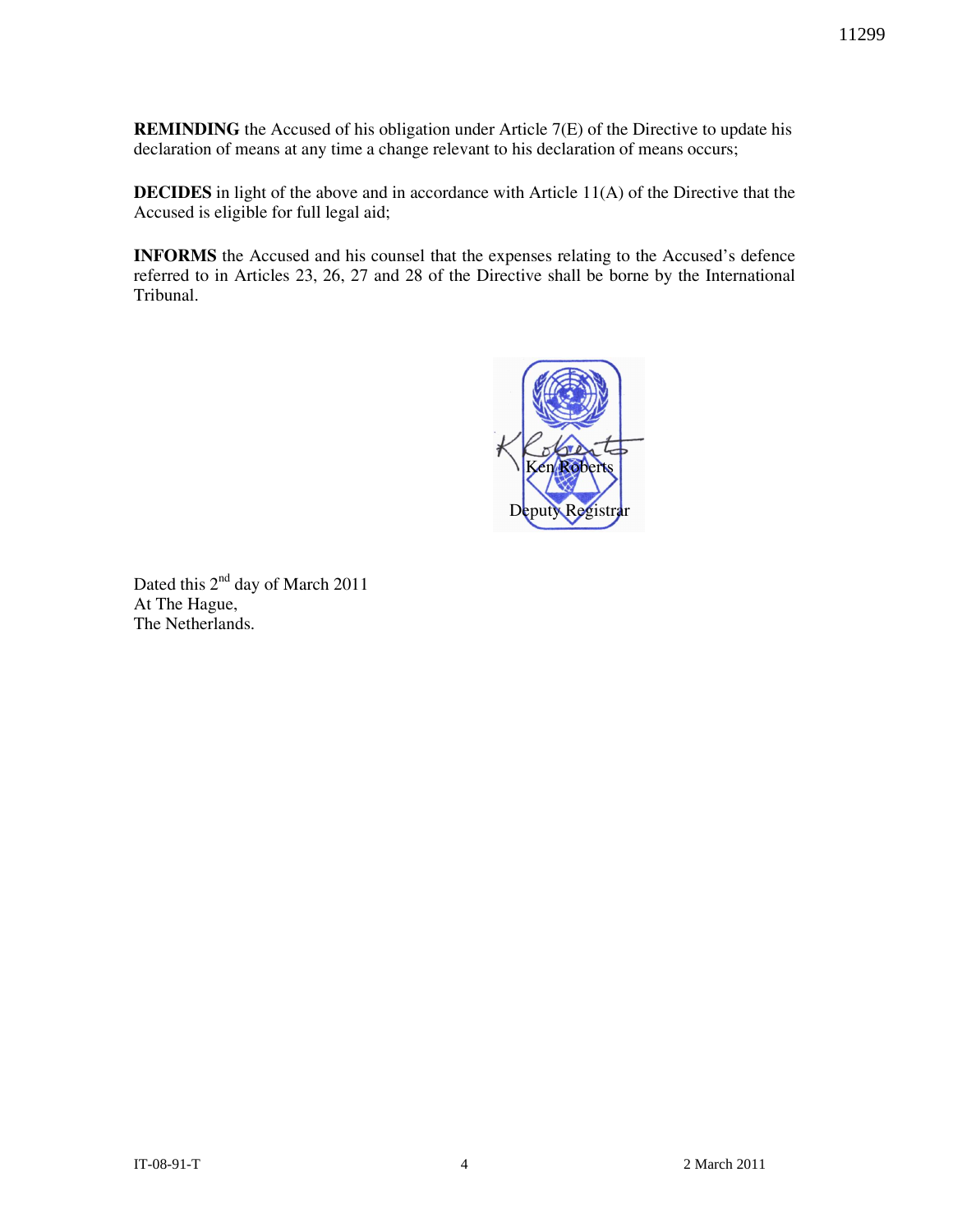**REMINDING** the Accused of his obligation under Article 7(E) of the Directive to update his declaration of means at any time a change relevant to his declaration of means occurs;

**DECIDES** in light of the above and in accordance with Article 11(A) of the Directive that the Accused is eligible for full legal aid;

**INFORMS** the Accused and his counsel that the expenses relating to the Accused's defence referred to in Articles 23, 26, 27 and 28 of the Directive shall be borne by the International Tribunal.

Ken Roberts

Deputy Registrar

Dated this 2nd day of March 2011
At The Hague,
The Netherlands.